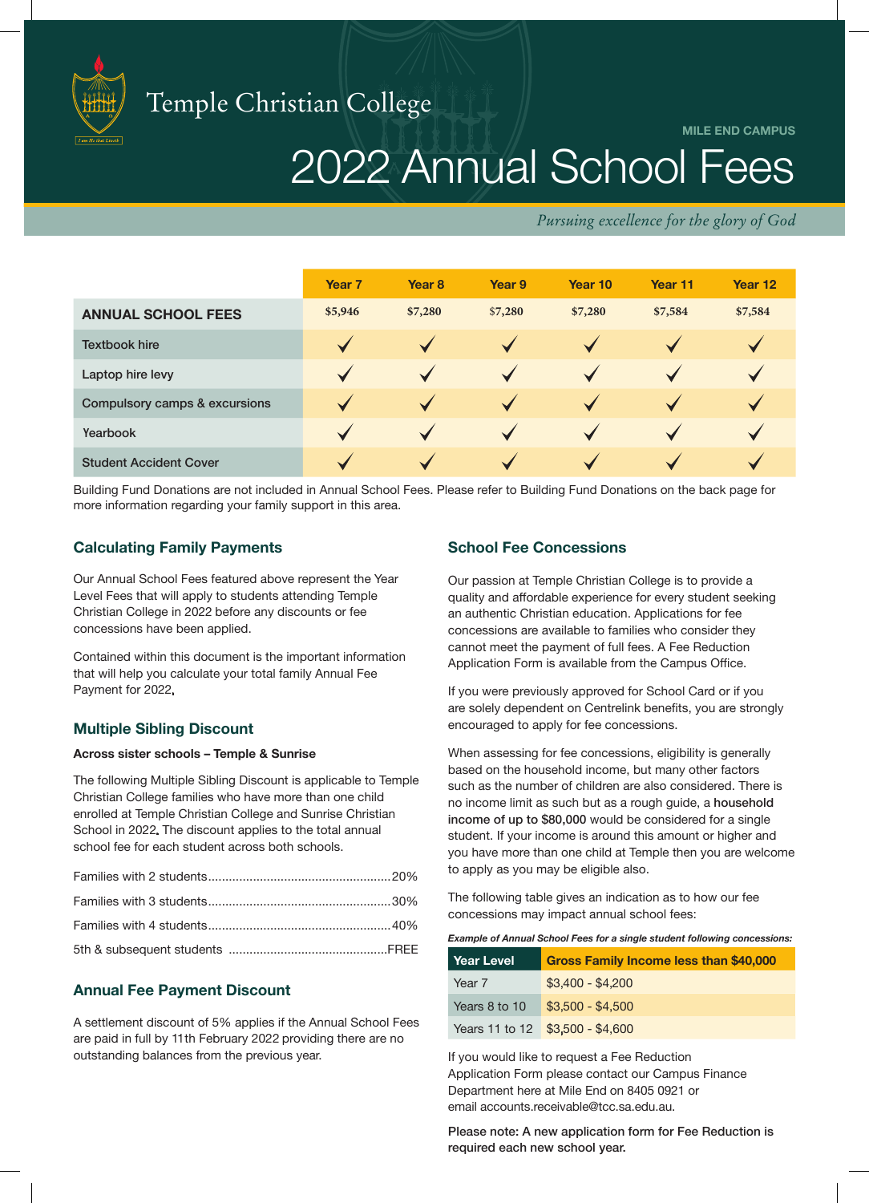# Temple Christian College

MILE END CAMPUS

# 2022 Annual School Fees

*Pursuing excellence for the glory of God*

| | Year 7 | Year 8 | Year 9 | Year 10 | Year 11 | Year 12 |
|---|---|---|---|---|---|---|
| **ANNUAL SCHOOL FEES** | $5,946 | $7,280 | $7,280 | $7,280 | $7,584 | $7,584 |
| Textbook hire | ✓ | ✓ | ✓ | ✓ | ✓ | ✓ |
| Laptop hire levy | ✓ | ✓ | ✓ | ✓ | ✓ | ✓ |
| Compulsory camps & excursions | ✓ | ✓ | ✓ | ✓ | ✓ | ✓ |
| Yearbook | ✓ | ✓ | ✓ | ✓ | ✓ | ✓ |
| Student Accident Cover | ✓ | ✓ | ✓ | ✓ | ✓ | ✓ |

Building Fund Donations are not included in Annual School Fees. Please refer to Building Fund Donations on the back page for more information regarding your family support in this area.

## Calculating Family Payments

Our Annual School Fees featured above represent the Year Level Fees that will apply to students attending Temple Christian College in 2022 before any discounts or fee concessions have been applied.

Contained within this document is the important information that will help you calculate your total family Annual Fee Payment for 2022.

## Multiple Sibling Discount

**Across sister schools – Temple & Sunrise**

The following Multiple Sibling Discount is applicable to Temple Christian College families who have more than one child enrolled at Temple Christian College and Sunrise Christian School in 2022. The discount applies to the total annual school fee for each student across both schools.

- Families with 2 students ........ 20%
- Families with 3 students ........ 30%
- Families with 4 students ........ 40%
- 5th & subsequent students ........ FREE

## Annual Fee Payment Discount

A settlement discount of 5% applies if the Annual School Fees are paid in full by 11th February 2022 providing there are no outstanding balances from the previous year.

## School Fee Concessions

Our passion at Temple Christian College is to provide a quality and affordable experience for every student seeking an authentic Christian education. Applications for fee concessions are available to families who consider they cannot meet the payment of full fees. A Fee Reduction Application Form is available from the Campus Office.

If you were previously approved for School Card or if you are solely dependent on Centrelink benefits, you are strongly encouraged to apply for fee concessions.

When assessing for fee concessions, eligibility is generally based on the household income, but many other factors such as the number of children are also considered. There is no income limit as such but as a rough guide, a **household income of up to $80,000** would be considered for a single student. If your income is around this amount or higher and you have more than one child at Temple then you are welcome to apply as you may be eligible also.

The following table gives an indication as to how our fee concessions may impact annual school fees:

***Example of Annual School Fees for a single student following concessions:***

| Year Level | Gross Family Income less than $40,000 |
|---|---|
| Year 7 | $3,400 - $4,200 |
| Years 8 to 10 | $3,500 - $4,500 |
| Years 11 to 12 | $3,500 - $4,600 |

If you would like to request a Fee Reduction Application Form please contact our Campus Finance Department here at Mile End on 8405 0921 or email accounts.receivable@tcc.sa.edu.au.

Please note: A new application form for Fee Reduction is required each new school year.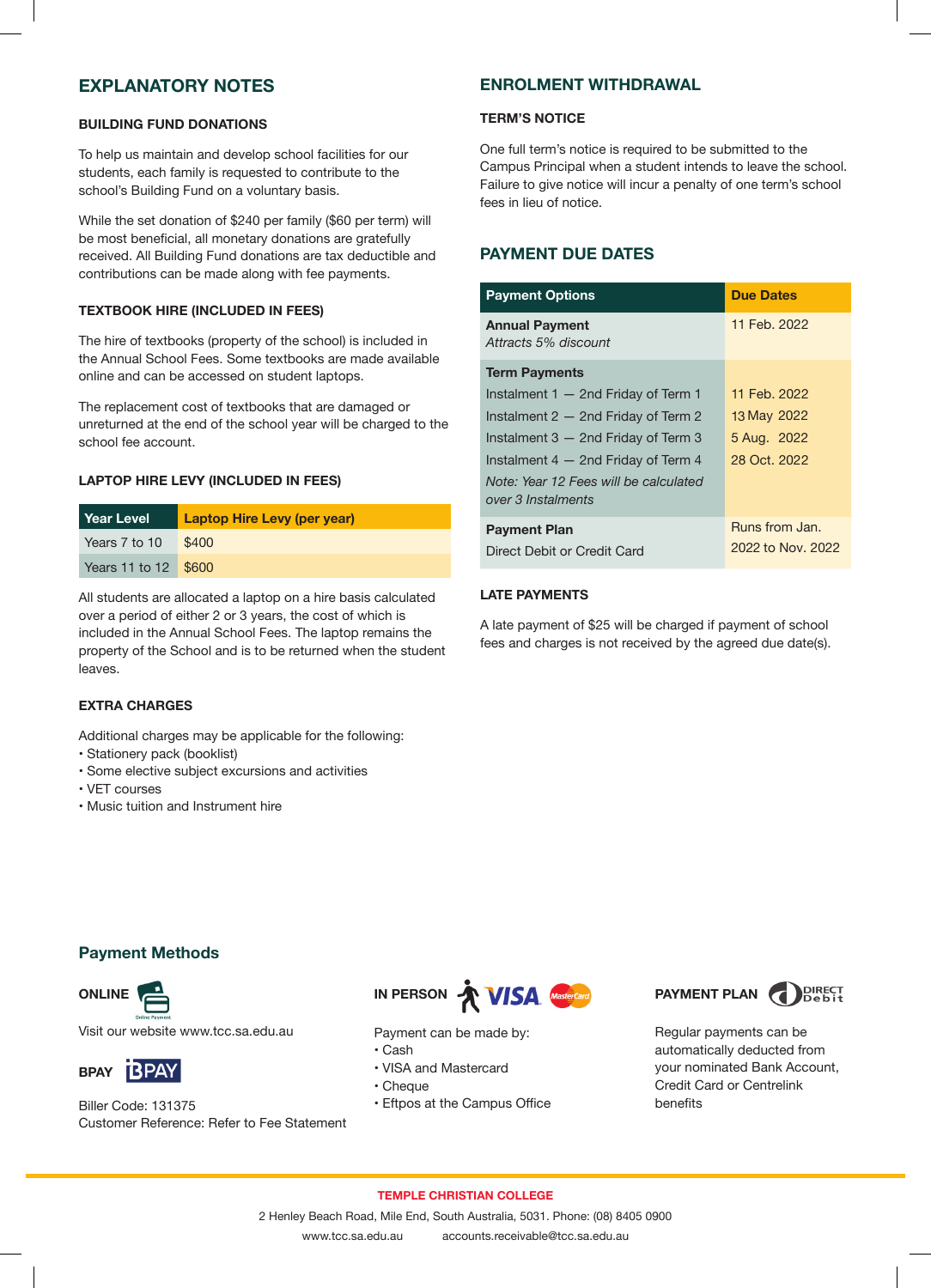## EXPLANATORY NOTES

### BUILDING FUND DONATIONS

To help us maintain and develop school facilities for our students, each family is requested to contribute to the school's Building Fund on a voluntary basis.

While the set donation of $240 per family ($60 per term) will be most beneficial, all monetary donations are gratefully received. All Building Fund donations are tax deductible and contributions can be made along with fee payments.

### TEXTBOOK HIRE (INCLUDED IN FEES)

The hire of textbooks (property of the school) is included in the Annual School Fees. Some textbooks are made available online and can be accessed on student laptops.

The replacement cost of textbooks that are damaged or unreturned at the end of the school year will be charged to the school fee account.

### LAPTOP HIRE LEVY (INCLUDED IN FEES)

| Year Level | Laptop Hire Levy (per year) |
|---|---|
| Years 7 to 10 | $400 |
| Years 11 to 12 | $600 |

All students are allocated a laptop on a hire basis calculated over a period of either 2 or 3 years, the cost of which is included in the Annual School Fees. The laptop remains the property of the School and is to be returned when the student leaves.

### EXTRA CHARGES

Additional charges may be applicable for the following:
- Stationery pack (booklist)
- Some elective subject excursions and activities
- VET courses
- Music tuition and Instrument hire

## ENROLMENT WITHDRAWAL

### TERM'S NOTICE

One full term's notice is required to be submitted to the Campus Principal when a student intends to leave the school. Failure to give notice will incur a penalty of one term's school fees in lieu of notice.

## PAYMENT DUE DATES

| Payment Options | Due Dates |
|---|---|
| **Annual Payment**<br>*Attracts 5% discount* | 11 Feb. 2022 |
| **Term Payments** | |
| Instalment 1 — 2nd Friday of Term 1 | 11 Feb. 2022 |
| Instalment 2 — 2nd Friday of Term 2 | 13 May 2022 |
| Instalment 3 — 2nd Friday of Term 3 | 5 Aug. 2022 |
| Instalment 4 — 2nd Friday of Term 4 | 28 Oct. 2022 |
| *Note: Year 12 Fees will be calculated over 3 Instalments* | |
| **Payment Plan**<br>Direct Debit or Credit Card | Runs from Jan. 2022 to Nov. 2022 |

### LATE PAYMENTS

A late payment of $25 will be charged if payment of school fees and charges is not received by the agreed due date(s).

## Payment Methods

**ONLINE**

Visit our website www.tcc.sa.edu.au

**BPAY**

Biller Code: 131375
Customer Reference: Refer to Fee Statement

**IN PERSON**

Payment can be made by:
- Cash
- VISA and Mastercard
- Cheque
- Eftpos at the Campus Office

**PAYMENT PLAN**

Regular payments can be automatically deducted from your nominated Bank Account, Credit Card or Centrelink benefits

**TEMPLE CHRISTIAN COLLEGE**

2 Henley Beach Road, Mile End, South Australia, 5031. Phone: (08) 8405 0900

www.tcc.sa.edu.au accounts.receivable@tcc.sa.edu.au